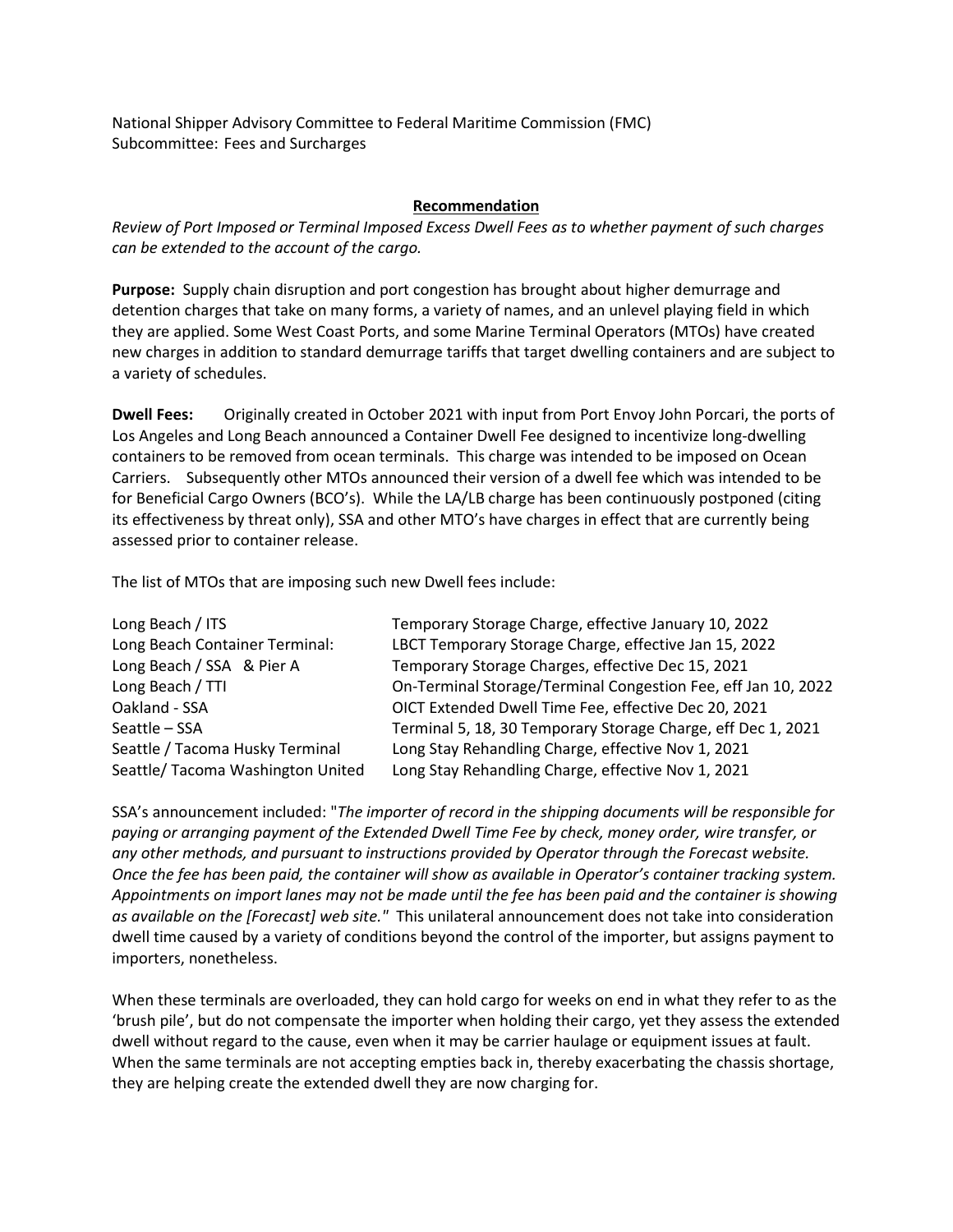National Shipper Advisory Committee to Federal Maritime Commission (FMC)
Subcommittee: Fees and Surcharges

## Recommendation

*Review of Port Imposed or Terminal Imposed Excess Dwell Fees as to whether payment of such charges can be extended to the account of the cargo.*

**Purpose:** Supply chain disruption and port congestion has brought about higher demurrage and detention charges that take on many forms, a variety of names, and an unlevel playing field in which they are applied. Some West Coast Ports, and some Marine Terminal Operators (MTOs) have created new charges in addition to standard demurrage tariffs that target dwelling containers and are subject to a variety of schedules.

**Dwell Fees:** Originally created in October 2021 with input from Port Envoy John Porcari, the ports of Los Angeles and Long Beach announced a Container Dwell Fee designed to incentivize long-dwelling containers to be removed from ocean terminals. This charge was intended to be imposed on Ocean Carriers. Subsequently other MTOs announced their version of a dwell fee which was intended to be for Beneficial Cargo Owners (BCO's). While the LA/LB charge has been continuously postponed (citing its effectiveness by threat only), SSA and other MTO's have charges in effect that are currently being assessed prior to container release.

The list of MTOs that are imposing such new Dwell fees include:

| | |
|---|---|
| Long Beach / ITS | Temporary Storage Charge, effective January 10, 2022 |
| Long Beach Container Terminal: | LBCT Temporary Storage Charge, effective Jan 15, 2022 |
| Long Beach / SSA & Pier A | Temporary Storage Charges, effective Dec 15, 2021 |
| Long Beach / TTI | On-Terminal Storage/Terminal Congestion Fee, eff Jan 10, 2022 |
| Oakland - SSA | OICT Extended Dwell Time Fee, effective Dec 20, 2021 |
| Seattle – SSA | Terminal 5, 18, 30 Temporary Storage Charge, eff Dec 1, 2021 |
| Seattle / Tacoma Husky Terminal | Long Stay Rehandling Charge, effective Nov 1, 2021 |
| Seattle/ Tacoma Washington United | Long Stay Rehandling Charge, effective Nov 1, 2021 |

SSA's announcement included: "*The importer of record in the shipping documents will be responsible for paying or arranging payment of the Extended Dwell Time Fee by check, money order, wire transfer, or any other methods, and pursuant to instructions provided by Operator through the Forecast website. Once the fee has been paid, the container will show as available in Operator's container tracking system. Appointments on import lanes may not be made until the fee has been paid and the container is showing as available on the [Forecast] web site."* This unilateral announcement does not take into consideration dwell time caused by a variety of conditions beyond the control of the importer, but assigns payment to importers, nonetheless.

When these terminals are overloaded, they can hold cargo for weeks on end in what they refer to as the 'brush pile', but do not compensate the importer when holding their cargo, yet they assess the extended dwell without regard to the cause, even when it may be carrier haulage or equipment issues at fault. When the same terminals are not accepting empties back in, thereby exacerbating the chassis shortage, they are helping create the extended dwell they are now charging for.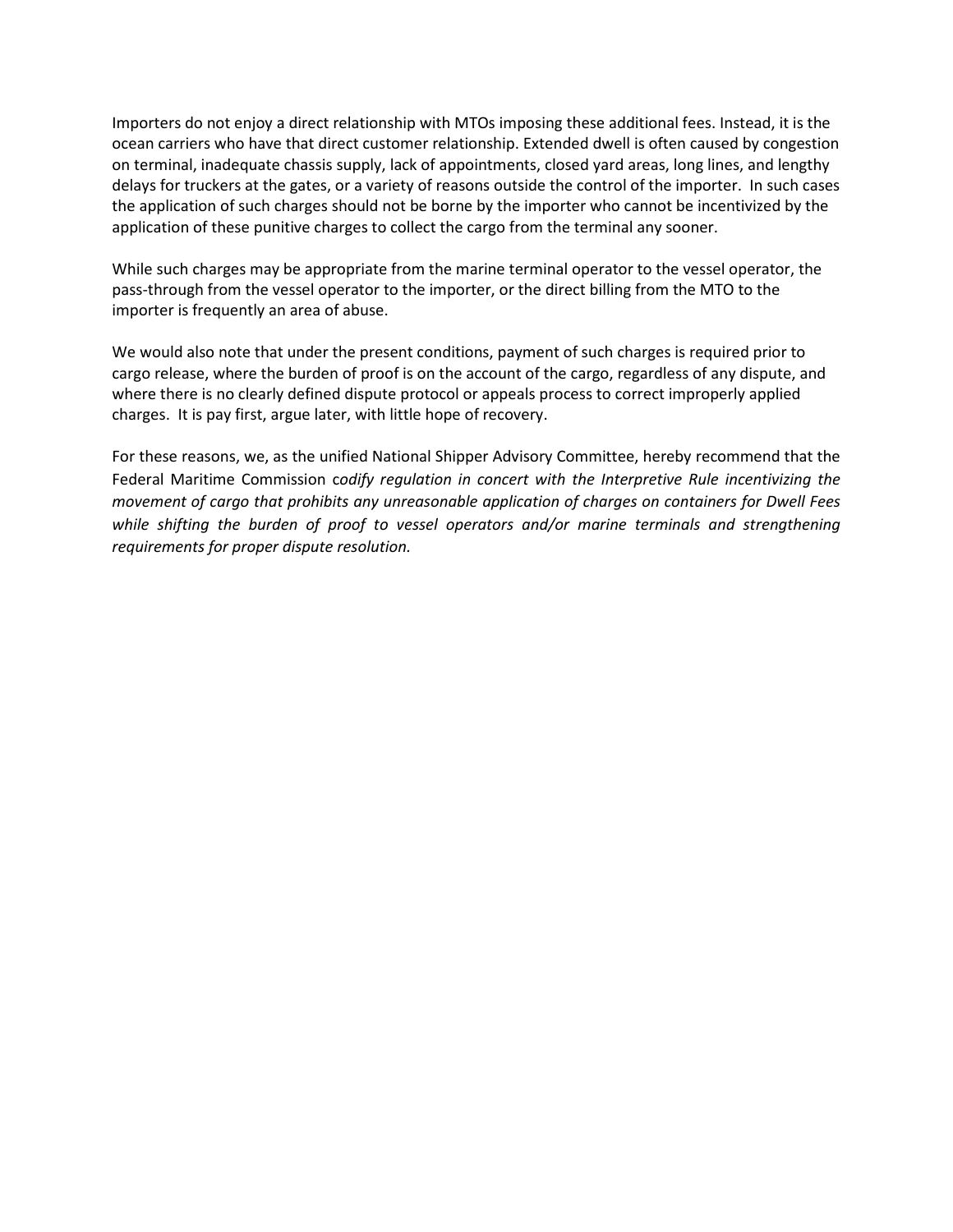Importers do not enjoy a direct relationship with MTOs imposing these additional fees. Instead, it is the ocean carriers who have that direct customer relationship. Extended dwell is often caused by congestion on terminal, inadequate chassis supply, lack of appointments, closed yard areas, long lines, and lengthy delays for truckers at the gates, or a variety of reasons outside the control of the importer. In such cases the application of such charges should not be borne by the importer who cannot be incentivized by the application of these punitive charges to collect the cargo from the terminal any sooner.

While such charges may be appropriate from the marine terminal operator to the vessel operator, the pass-through from the vessel operator to the importer, or the direct billing from the MTO to the importer is frequently an area of abuse.

We would also note that under the present conditions, payment of such charges is required prior to cargo release, where the burden of proof is on the account of the cargo, regardless of any dispute, and where there is no clearly defined dispute protocol or appeals process to correct improperly applied charges. It is pay first, argue later, with little hope of recovery.

For these reasons, we, as the unified National Shipper Advisory Committee, hereby recommend that the Federal Maritime Commission c*odify regulation in concert with the Interpretive Rule incentivizing the movement of cargo that prohibits any unreasonable application of charges on containers for Dwell Fees while shifting the burden of proof to vessel operators and/or marine terminals and strengthening requirements for proper dispute resolution.*